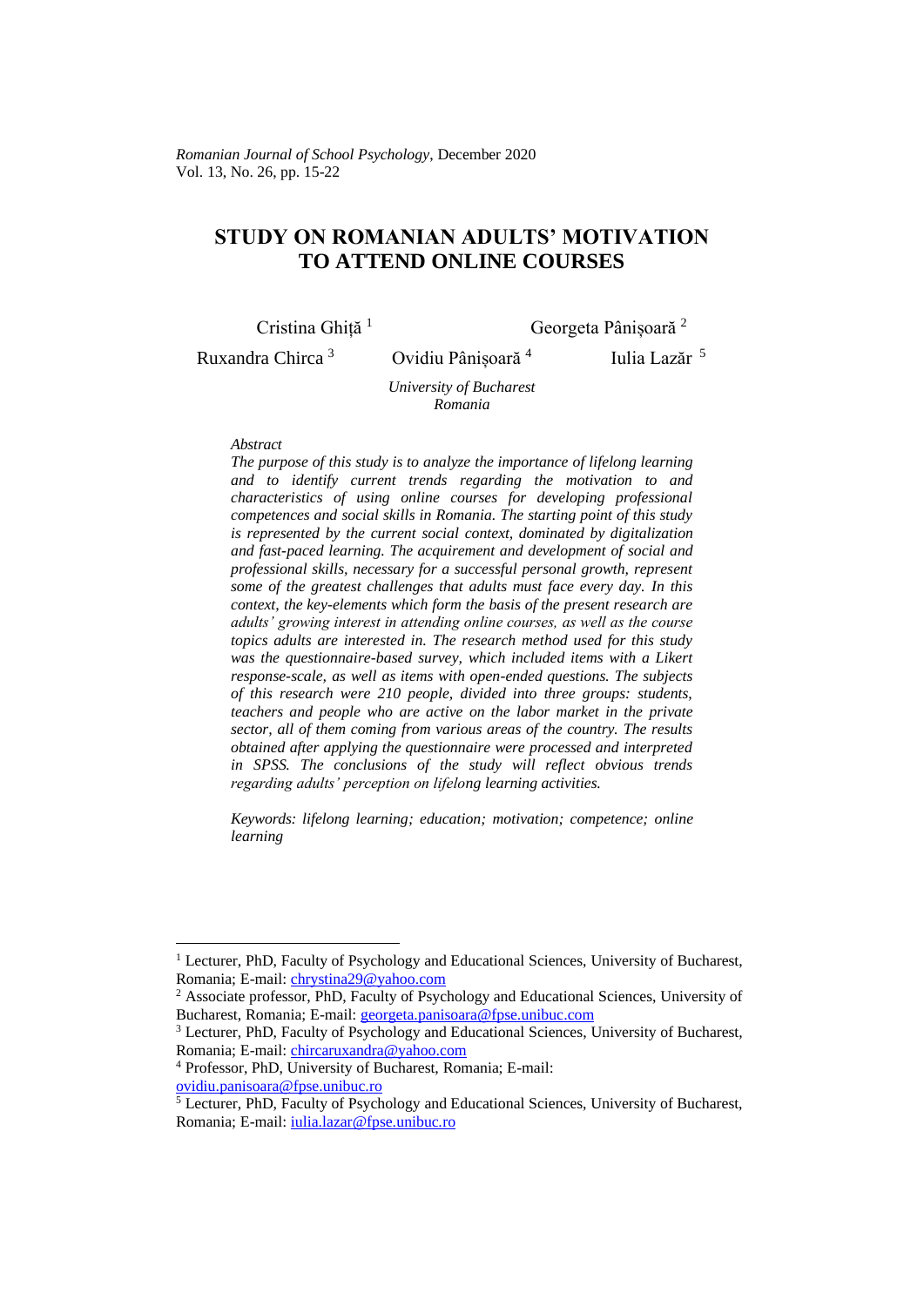# STUDY ON ROMANIAN ADULTS' MOTIVATION TO ATTEND ONLINE COURSES

Cristina Ghiță [1] Georgeta Pânișoară [2]

Ruxandra Chirca [3] Ovidiu Pânișoară [4] Iulia Lazăr [5]

*University of Bucharest*
*Romania*

*Abstract*

*The purpose of this study is to analyze the importance of lifelong learning and to identify current trends regarding the motivation to and characteristics of using online courses for developing professional competences and social skills in Romania. The starting point of this study is represented by the current social context, dominated by digitalization and fast-paced learning. The acquirement and development of social and professional skills, necessary for a successful personal growth, represent some of the greatest challenges that adults must face every day. In this context, the key-elements which form the basis of the present research are adults' growing interest in attending online courses, as well as the course topics adults are interested in. The research method used for this study was the questionnaire-based survey, which included items with a Likert response-scale, as well as items with open-ended questions. The subjects of this research were 210 people, divided into three groups: students, teachers and people who are active on the labor market in the private sector, all of them coming from various areas of the country. The results obtained after applying the questionnaire were processed and interpreted in SPSS. The conclusions of the study will reflect obvious trends regarding adults' perception on lifelong learning activities.*

*Keywords: lifelong learning; education; motivation; competence; online learning*

---

[1] Lecturer, PhD, Faculty of Psychology and Educational Sciences, University of Bucharest, Romania; E-mail: chrystina29@yahoo.com

[2] Associate professor, PhD, Faculty of Psychology and Educational Sciences, University of Bucharest, Romania; E-mail: georgeta.panisoara@fpse.unibuc.com

[3] Lecturer, PhD, Faculty of Psychology and Educational Sciences, University of Bucharest, Romania; E-mail: chircaruxandra@yahoo.com

[4] Professor, PhD, University of Bucharest, Romania; E-mail: ovidiu.panisoara@fpse.unibuc.ro

[5] Lecturer, PhD, Faculty of Psychology and Educational Sciences, University of Bucharest, Romania; E-mail: iulia.lazar@fpse.unibuc.ro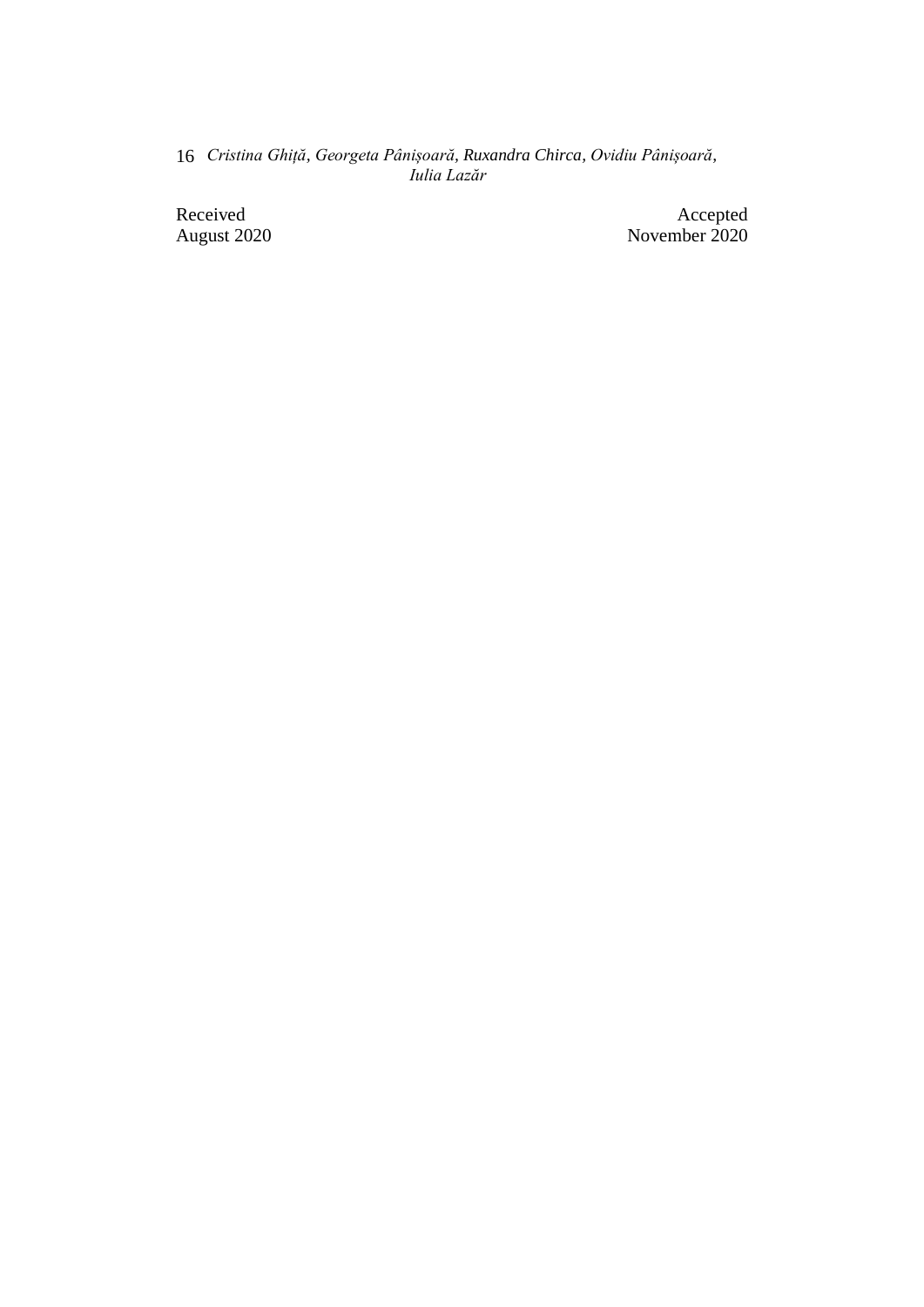| | |
|---|---|
| Received | Accepted |
| August 2020 | November 2020 |